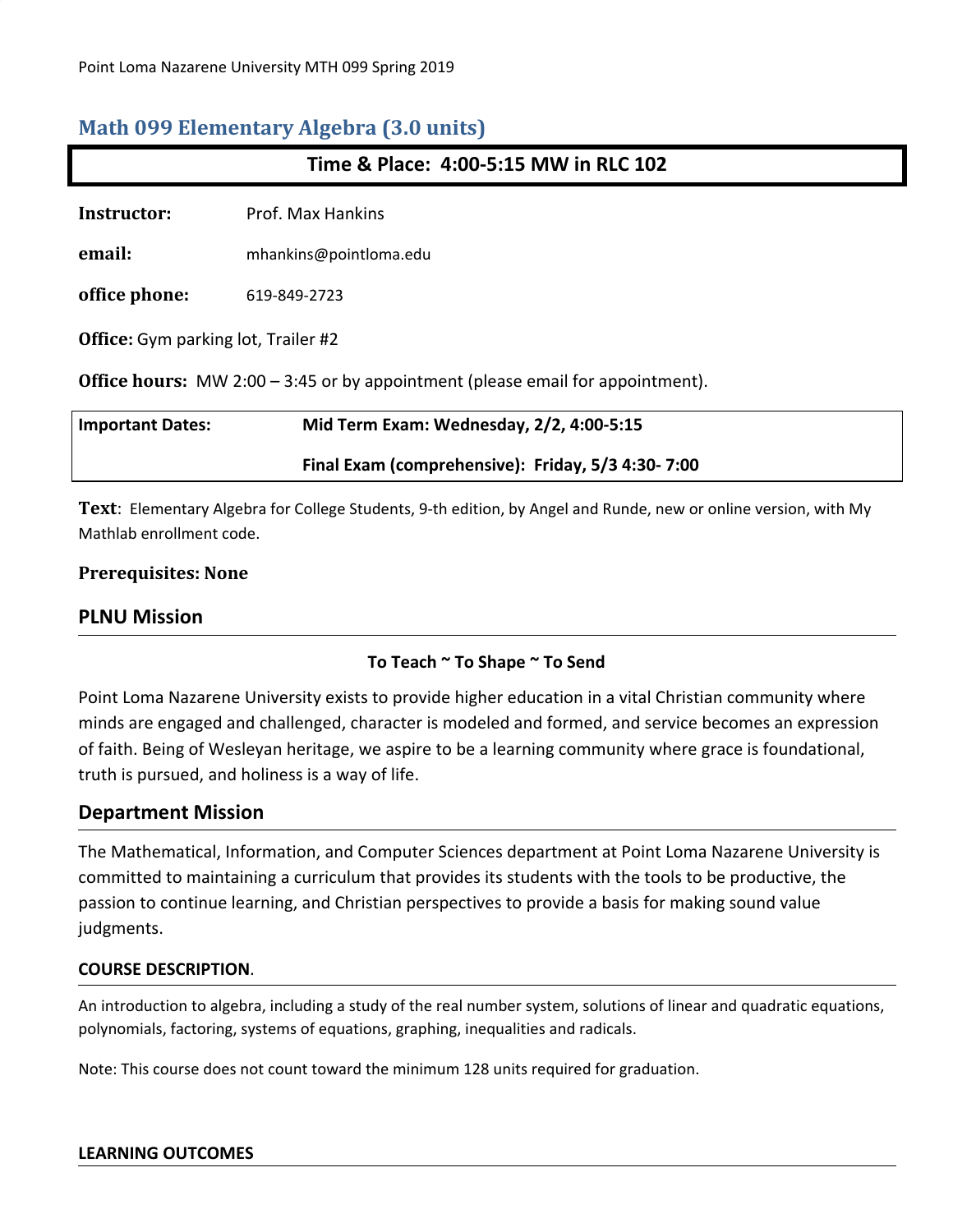# Math 099 Elementary Algebra (3.0 units)

**Time & Place: 4:00-5:15 MW in RLC 102**

**Instructor:** Prof. Max Hankins

**email:** mhankins@pointloma.edu

**office phone:** 619-849-2723

**Office:** Gym parking lot, Trailer #2

**Office hours:** MW 2:00 – 3:45 or by appointment (please email for appointment).

| **Important Dates:** | **Mid Term Exam: Wednesday, 2/2, 4:00-5:15** |
|---|---|
| | **Final Exam (comprehensive): Friday, 5/3 4:30- 7:00** |

**Text**: Elementary Algebra for College Students, 9-th edition, by Angel and Runde, new or online version, with My Mathlab enrollment code.

**Prerequisites: None**

## PLNU Mission

**To Teach ~ To Shape ~ To Send**

Point Loma Nazarene University exists to provide higher education in a vital Christian community where minds are engaged and challenged, character is modeled and formed, and service becomes an expression of faith. Being of Wesleyan heritage, we aspire to be a learning community where grace is foundational, truth is pursued, and holiness is a way of life.

## Department Mission

The Mathematical, Information, and Computer Sciences department at Point Loma Nazarene University is committed to maintaining a curriculum that provides its students with the tools to be productive, the passion to continue learning, and Christian perspectives to provide a basis for making sound value judgments.

### COURSE DESCRIPTION.

An introduction to algebra, including a study of the real number system, solutions of linear and quadratic equations, polynomials, factoring, systems of equations, graphing, inequalities and radicals.

Note: This course does not count toward the minimum 128 units required for graduation.

### LEARNING OUTCOMES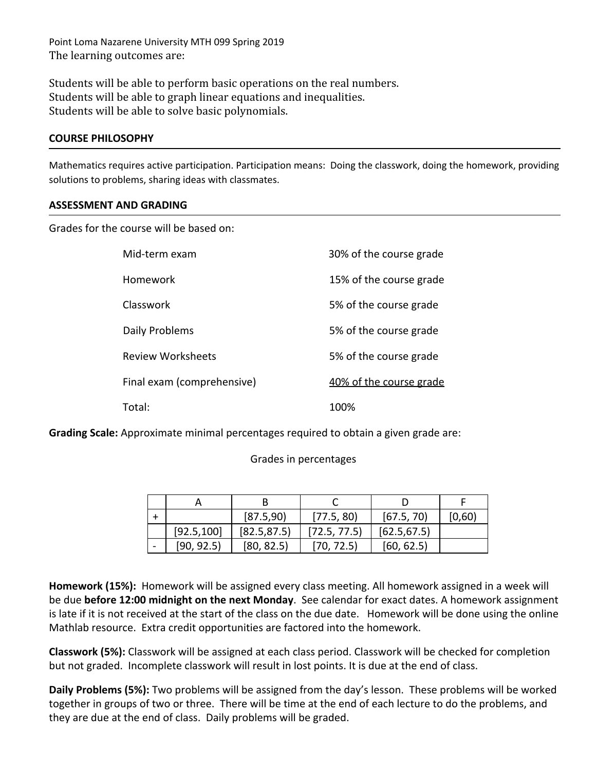Point Loma Nazarene University MTH 099 Spring 2019

The learning outcomes are:

Students will be able to perform basic operations on the real numbers.
Students will be able to graph linear equations and inequalities.
Students will be able to solve basic polynomials.

## COURSE PHILOSOPHY

Mathematics requires active participation. Participation means: Doing the classwork, doing the homework, providing solutions to problems, sharing ideas with classmates.

## ASSESSMENT AND GRADING

Grades for the course will be based on:

| | |
|---|---|
| Mid-term exam | 30% of the course grade |
| Homework | 15% of the course grade |
| Classwork | 5% of the course grade |
| Daily Problems | 5% of the course grade |
| Review Worksheets | 5% of the course grade |
| Final exam (comprehensive) | 40% of the course grade |
| Total: | 100% |

**Grading Scale:** Approximate minimal percentages required to obtain a given grade are:

Grades in percentages

| | A | B | C | D | F |
|---|---|---|---|---|---|
| + | | [87.5,90) | [77.5, 80) | [67.5, 70) | [0,60) |
| | [92.5,100] | [82.5,87.5) | [72.5, 77.5) | [62.5,67.5) | |
| - | [90, 92.5) | [80, 82.5) | [70, 72.5) | [60, 62.5) | |

**Homework (15%):** Homework will be assigned every class meeting. All homework assigned in a week will be due **before 12:00 midnight on the next Monday**. See calendar for exact dates. A homework assignment is late if it is not received at the start of the class on the due date. Homework will be done using the online Mathlab resource. Extra credit opportunities are factored into the homework.

**Classwork (5%):** Classwork will be assigned at each class period. Classwork will be checked for completion but not graded. Incomplete classwork will result in lost points. It is due at the end of class.

**Daily Problems (5%):** Two problems will be assigned from the day's lesson. These problems will be worked together in groups of two or three. There will be time at the end of each lecture to do the problems, and they are due at the end of class. Daily problems will be graded.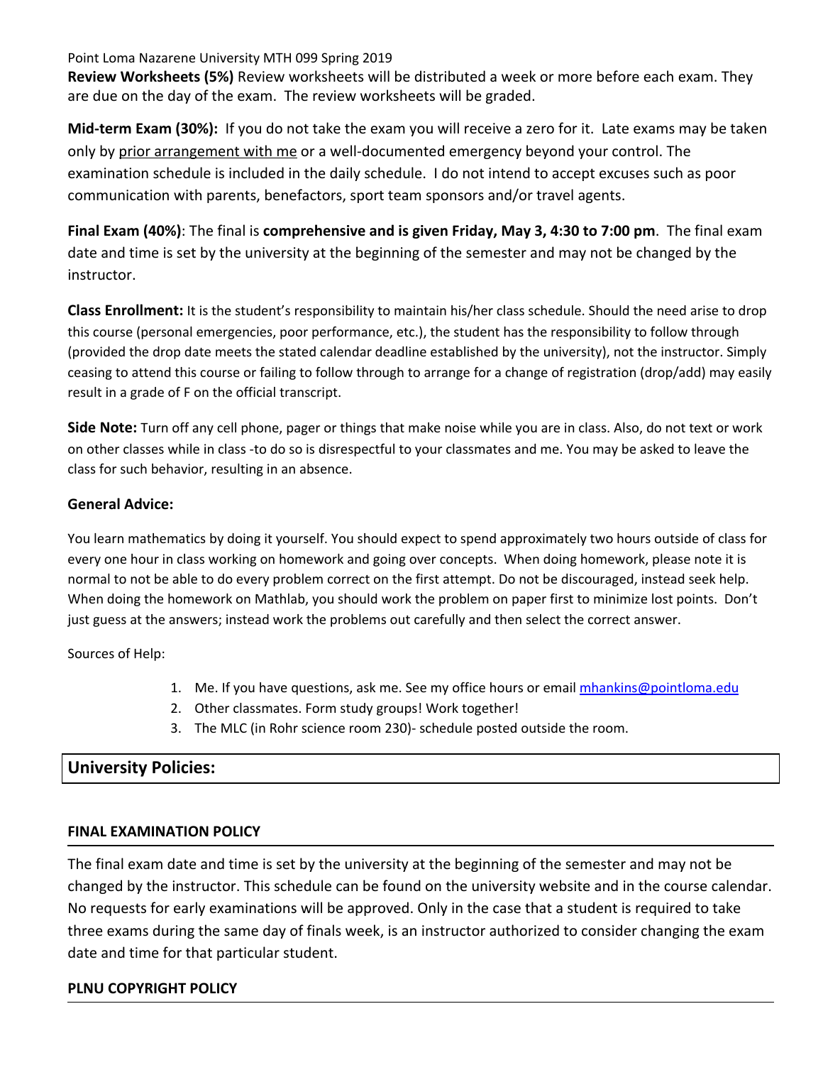**Review Worksheets (5%)** Review worksheets will be distributed a week or more before each exam. They are due on the day of the exam. The review worksheets will be graded.

**Mid-term Exam (30%):** If you do not take the exam you will receive a zero for it. Late exams may be taken only by prior arrangement with me or a well-documented emergency beyond your control. The examination schedule is included in the daily schedule. I do not intend to accept excuses such as poor communication with parents, benefactors, sport team sponsors and/or travel agents.

**Final Exam (40%)**: The final is **comprehensive and is given Friday, May 3, 4:30 to 7:00 pm**. The final exam date and time is set by the university at the beginning of the semester and may not be changed by the instructor.

**Class Enrollment:** It is the student's responsibility to maintain his/her class schedule. Should the need arise to drop this course (personal emergencies, poor performance, etc.), the student has the responsibility to follow through (provided the drop date meets the stated calendar deadline established by the university), not the instructor. Simply ceasing to attend this course or failing to follow through to arrange for a change of registration (drop/add) may easily result in a grade of F on the official transcript.

**Side Note:** Turn off any cell phone, pager or things that make noise while you are in class. Also, do not text or work on other classes while in class -to do so is disrespectful to your classmates and me. You may be asked to leave the class for such behavior, resulting in an absence.

**General Advice:**

You learn mathematics by doing it yourself. You should expect to spend approximately two hours outside of class for every one hour in class working on homework and going over concepts. When doing homework, please note it is normal to not be able to do every problem correct on the first attempt. Do not be discouraged, instead seek help. When doing the homework on Mathlab, you should work the problem on paper first to minimize lost points. Don't just guess at the answers; instead work the problems out carefully and then select the correct answer.

Sources of Help:

1. Me. If you have questions, ask me. See my office hours or email mhankins@pointloma.edu
2. Other classmates. Form study groups! Work together!
3. The MLC (in Rohr science room 230)- schedule posted outside the room.

## University Policies:

### FINAL EXAMINATION POLICY

The final exam date and time is set by the university at the beginning of the semester and may not be changed by the instructor. This schedule can be found on the university website and in the course calendar. No requests for early examinations will be approved. Only in the case that a student is required to take three exams during the same day of finals week, is an instructor authorized to consider changing the exam date and time for that particular student.

### PLNU COPYRIGHT POLICY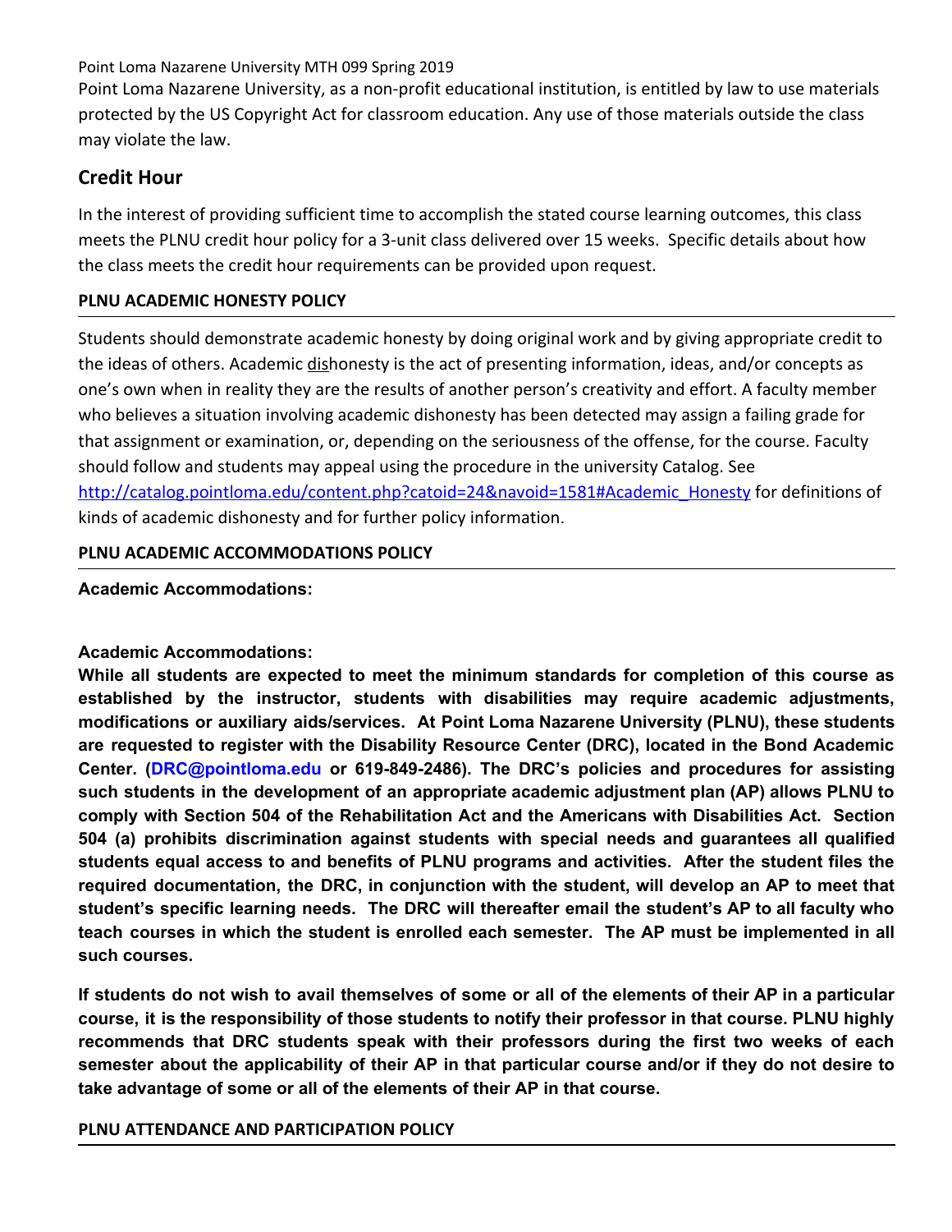Point Loma Nazarene University, as a non-profit educational institution, is entitled by law to use materials protected by the US Copyright Act for classroom education. Any use of those materials outside the class may violate the law.

## Credit Hour

In the interest of providing sufficient time to accomplish the stated course learning outcomes, this class meets the PLNU credit hour policy for a 3-unit class delivered over 15 weeks. Specific details about how the class meets the credit hour requirements can be provided upon request.

### PLNU ACADEMIC HONESTY POLICY

Students should demonstrate academic honesty by doing original work and by giving appropriate credit to the ideas of others. Academic dishonesty is the act of presenting information, ideas, and/or concepts as one's own when in reality they are the results of another person's creativity and effort. A faculty member who believes a situation involving academic dishonesty has been detected may assign a failing grade for that assignment or examination, or, depending on the seriousness of the offense, for the course. Faculty should follow and students may appeal using the procedure in the university Catalog. See http://catalog.pointloma.edu/content.php?catoid=24&navoid=1581#Academic_Honesty for definitions of kinds of academic dishonesty and for further policy information.

### PLNU ACADEMIC ACCOMMODATIONS POLICY

**Academic Accommodations:**

**Academic Accommodations:**

**While all students are expected to meet the minimum standards for completion of this course as established by the instructor, students with disabilities may require academic adjustments, modifications or auxiliary aids/services. At Point Loma Nazarene University (PLNU), these students are requested to register with the Disability Resource Center (DRC), located in the Bond Academic Center. (DRC@pointloma.edu or 619-849-2486). The DRC's policies and procedures for assisting such students in the development of an appropriate academic adjustment plan (AP) allows PLNU to comply with Section 504 of the Rehabilitation Act and the Americans with Disabilities Act. Section 504 (a) prohibits discrimination against students with special needs and guarantees all qualified students equal access to and benefits of PLNU programs and activities. After the student files the required documentation, the DRC, in conjunction with the student, will develop an AP to meet that student's specific learning needs. The DRC will thereafter email the student's AP to all faculty who teach courses in which the student is enrolled each semester. The AP must be implemented in all such courses.**

**If students do not wish to avail themselves of some or all of the elements of their AP in a particular course, it is the responsibility of those students to notify their professor in that course. PLNU highly recommends that DRC students speak with their professors during the first two weeks of each semester about the applicability of their AP in that particular course and/or if they do not desire to take advantage of some or all of the elements of their AP in that course.**

### PLNU ATTENDANCE AND PARTICIPATION POLICY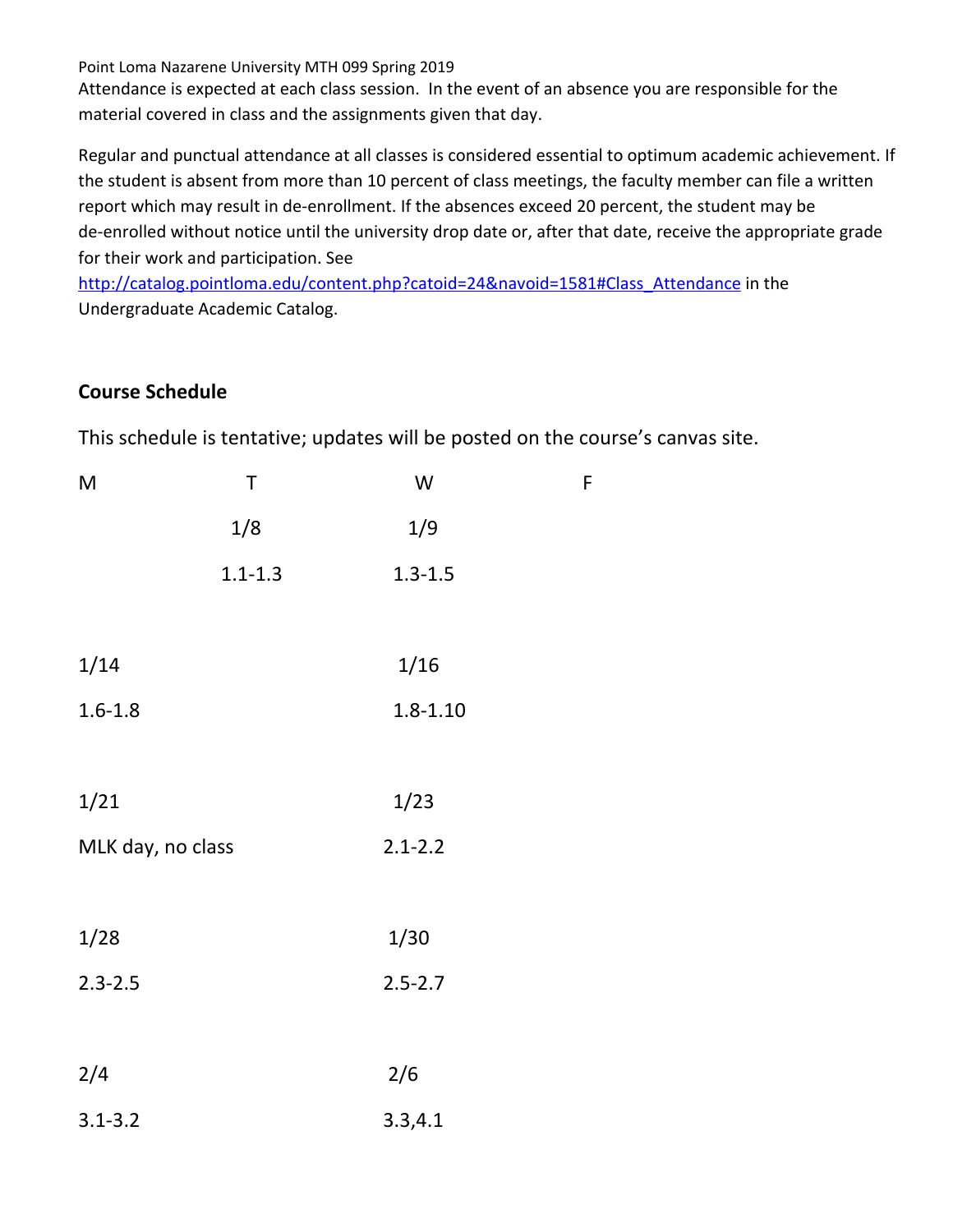Point Loma Nazarene University MTH 099 Spring 2019

Attendance is expected at each class session. In the event of an absence you are responsible for the material covered in class and the assignments given that day.

Regular and punctual attendance at all classes is considered essential to optimum academic achievement. If the student is absent from more than 10 percent of class meetings, the faculty member can file a written report which may result in de-enrollment. If the absences exceed 20 percent, the student may be de-enrolled without notice until the university drop date or, after that date, receive the appropriate grade for their work and participation. See http://catalog.pointloma.edu/content.php?catoid=24&navoid=1581#Class_Attendance in the Undergraduate Academic Catalog.

## Course Schedule

This schedule is tentative; updates will be posted on the course's canvas site.

| M | T | W | F |
|---|---|---|---|
| | 1/8 | 1/9 | |
| | 1.1-1.3 | 1.3-1.5 | |
| 1/14 | | 1/16 | |
| 1.6-1.8 | | 1.8-1.10 | |
| 1/21 | | 1/23 | |
| MLK day, no class | | 2.1-2.2 | |
| 1/28 | | 1/30 | |
| 2.3-2.5 | | 2.5-2.7 | |
| 2/4 | | 2/6 | |
| 3.1-3.2 | | 3.3,4.1 | |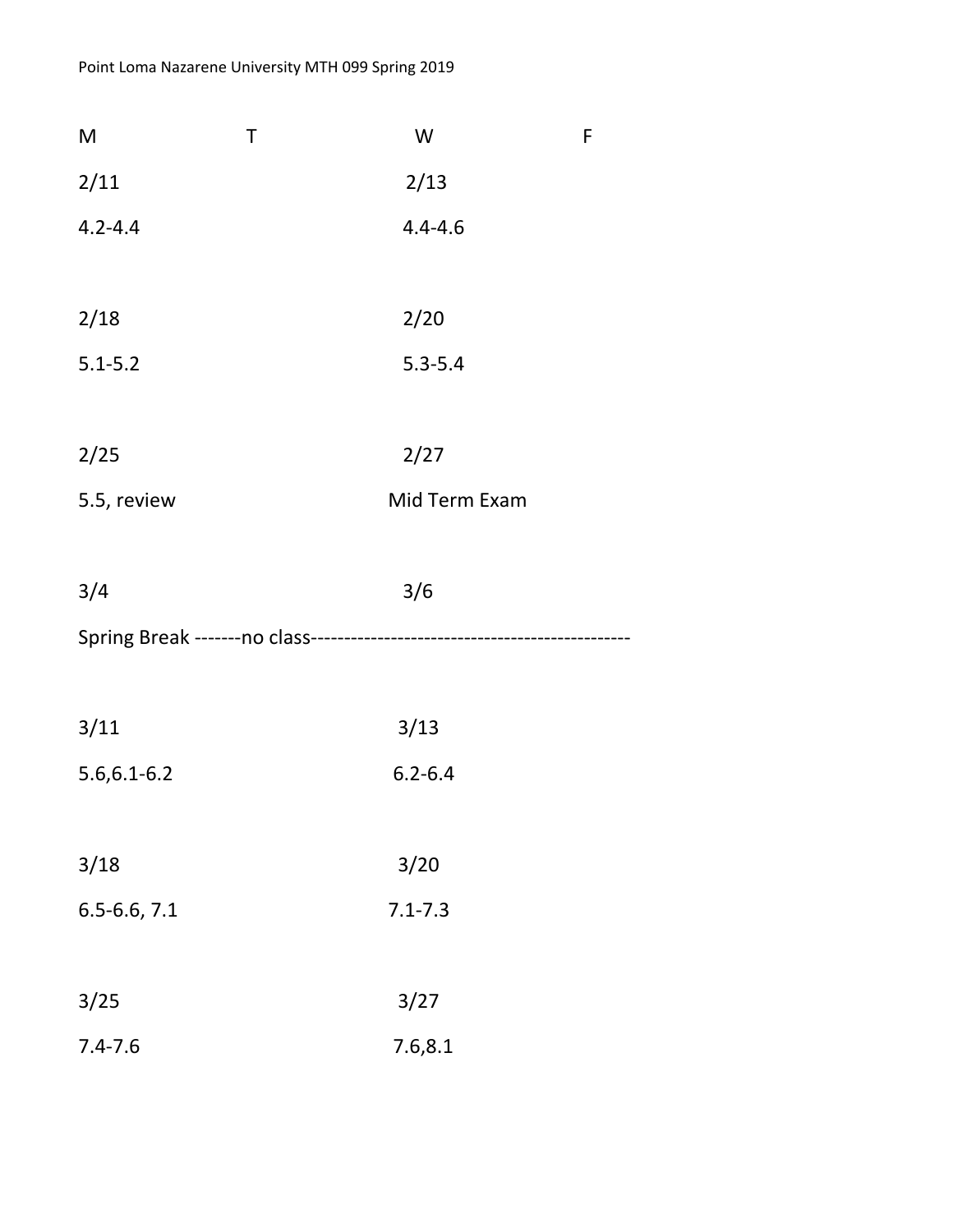| M | T | W | F |
|---|---|---|---|
| 2/11 | | 2/13 | |
| 4.2-4.4 | | 4.4-4.6 | |
| 2/18 | | 2/20 | |
| 5.1-5.2 | | 5.3-5.4 | |
| 2/25 | | 2/27 | |
| 5.5, review | | Mid Term Exam | |
| 3/4 | | 3/6 | |
| Spring Break -------no class----------------------------------------------- | | | |
| 3/11 | | 3/13 | |
| 5.6,6.1-6.2 | | 6.2-6.4 | |
| 3/18 | | 3/20 | |
| 6.5-6.6, 7.1 | | 7.1-7.3 | |
| 3/25 | | 3/27 | |
| 7.4-7.6 | | 7.6,8.1 | |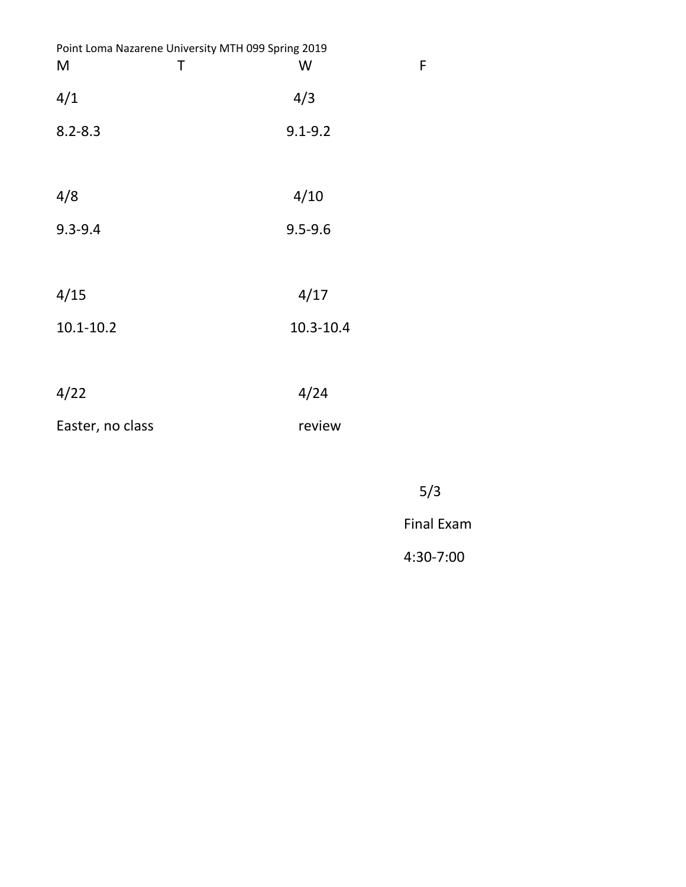Point Loma Nazarene University MTH 099 Spring 2019

| M | T | W | F |
|---|---|---|---|
| 4/1 | | 4/3 | |
| 8.2-8.3 | | 9.1-9.2 | |
| 4/8 | | 4/10 | |
| 9.3-9.4 | | 9.5-9.6 | |
| 4/15 | | 4/17 | |
| 10.1-10.2 | | 10.3-10.4 | |
| 4/22 | | 4/24 | |
| Easter, no class | | review | |
| | | | 5/3 |
| | | | Final Exam |
| | | | 4:30-7:00 |